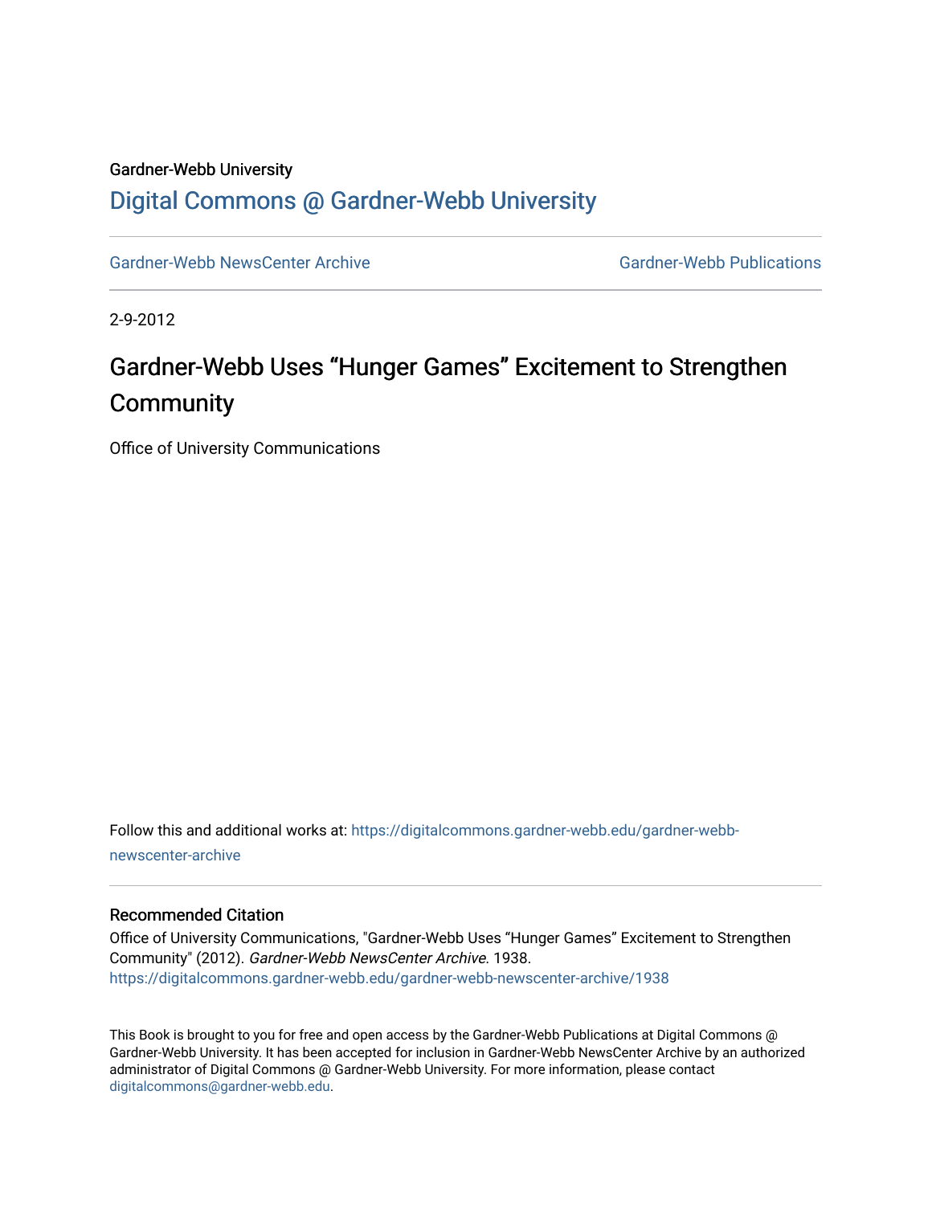Gardner-Webb University

## Digital Commons @ Gardner-Webb University

Gardner-Webb NewsCenter Archive | Gardner-Webb Publications

2-9-2012

# Gardner-Webb Uses “Hunger Games” Excitement to Strengthen Community

Office of University Communications

Follow this and additional works at: https://digitalcommons.gardner-webb.edu/gardner-webb-newscenter-archive

### Recommended Citation

Office of University Communications, "Gardner-Webb Uses “Hunger Games” Excitement to Strengthen Community" (2012). *Gardner-Webb NewsCenter Archive*. 1938.
https://digitalcommons.gardner-webb.edu/gardner-webb-newscenter-archive/1938

This Book is brought to you for free and open access by the Gardner-Webb Publications at Digital Commons @ Gardner-Webb University. It has been accepted for inclusion in Gardner-Webb NewsCenter Archive by an authorized administrator of Digital Commons @ Gardner-Webb University. For more information, please contact digitalcommons@gardner-webb.edu.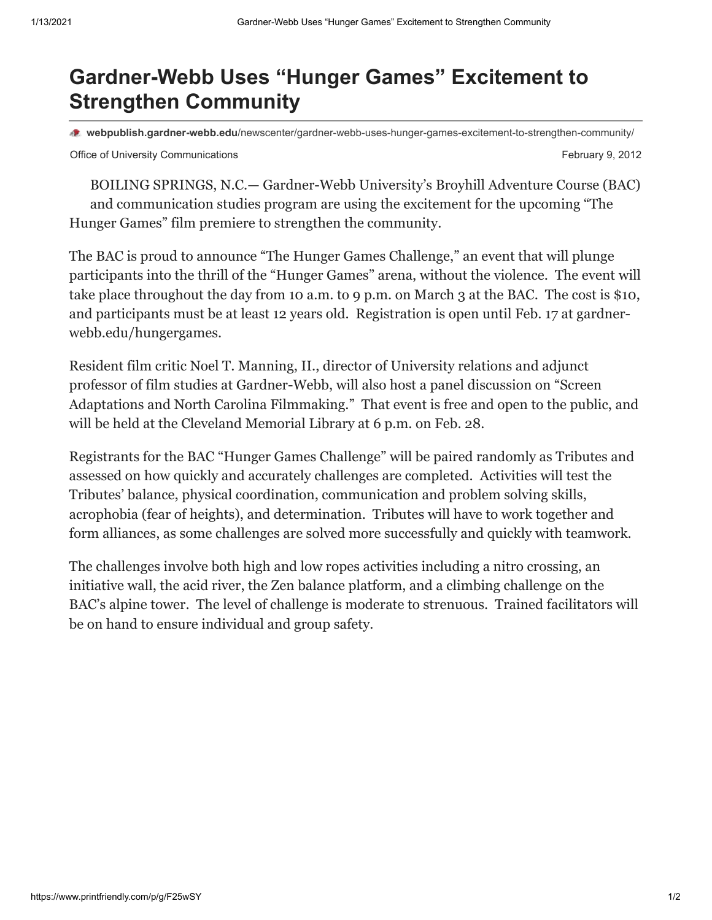# Gardner-Webb Uses "Hunger Games" Excitement to Strengthen Community

webpublish.gardner-webb.edu/newscenter/gardner-webb-uses-hunger-games-excitement-to-strengthen-community/

Office of University Communications

February 9, 2012

BOILING SPRINGS, N.C.— Gardner-Webb University's Broyhill Adventure Course (BAC) and communication studies program are using the excitement for the upcoming "The Hunger Games" film premiere to strengthen the community.

The BAC is proud to announce "The Hunger Games Challenge," an event that will plunge participants into the thrill of the "Hunger Games" arena, without the violence. The event will take place throughout the day from 10 a.m. to 9 p.m. on March 3 at the BAC. The cost is $10, and participants must be at least 12 years old. Registration is open until Feb. 17 at gardner-webb.edu/hungergames.

Resident film critic Noel T. Manning, II., director of University relations and adjunct professor of film studies at Gardner-Webb, will also host a panel discussion on "Screen Adaptations and North Carolina Filmmaking." That event is free and open to the public, and will be held at the Cleveland Memorial Library at 6 p.m. on Feb. 28.

Registrants for the BAC "Hunger Games Challenge" will be paired randomly as Tributes and assessed on how quickly and accurately challenges are completed. Activities will test the Tributes' balance, physical coordination, communication and problem solving skills, acrophobia (fear of heights), and determination. Tributes will have to work together and form alliances, as some challenges are solved more successfully and quickly with teamwork.

The challenges involve both high and low ropes activities including a nitro crossing, an initiative wall, the acid river, the Zen balance platform, and a climbing challenge on the BAC's alpine tower. The level of challenge is moderate to strenuous. Trained facilitators will be on hand to ensure individual and group safety.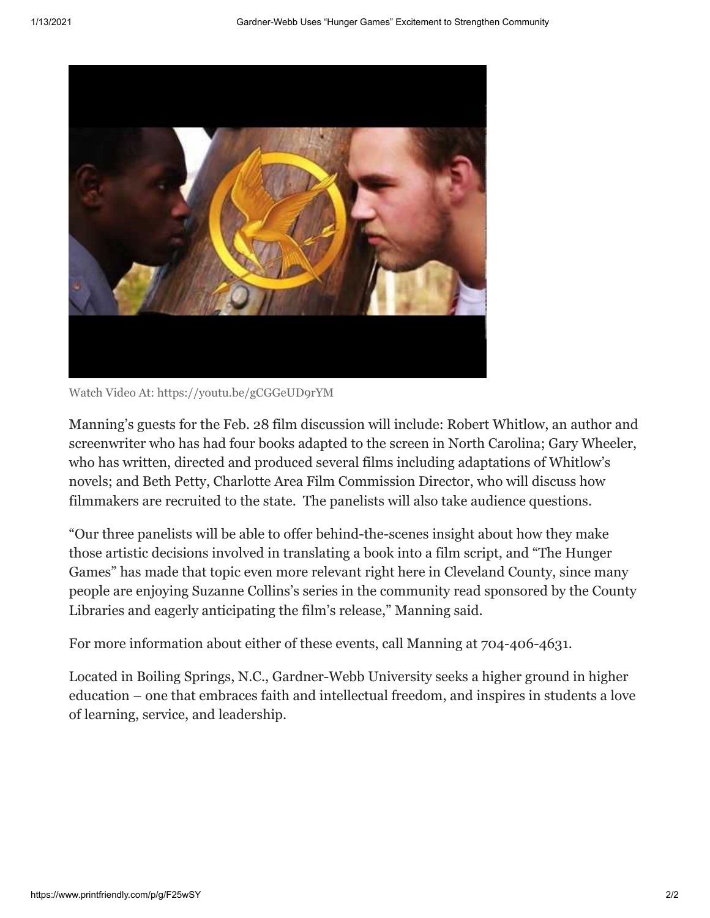Watch Video At: https://youtu.be/gCGGeUD9rYM

Manning's guests for the Feb. 28 film discussion will include: Robert Whitlow, an author and screenwriter who has had four books adapted to the screen in North Carolina; Gary Wheeler, who has written, directed and produced several films including adaptations of Whitlow's novels; and Beth Petty, Charlotte Area Film Commission Director, who will discuss how filmmakers are recruited to the state. The panelists will also take audience questions.

"Our three panelists will be able to offer behind-the-scenes insight about how they make those artistic decisions involved in translating a book into a film script, and "The Hunger Games" has made that topic even more relevant right here in Cleveland County, since many people are enjoying Suzanne Collins's series in the community read sponsored by the County Libraries and eagerly anticipating the film's release," Manning said.

For more information about either of these events, call Manning at 704-406-4631.

Located in Boiling Springs, N.C., Gardner-Webb University seeks a higher ground in higher education – one that embraces faith and intellectual freedom, and inspires in students a love of learning, service, and leadership.